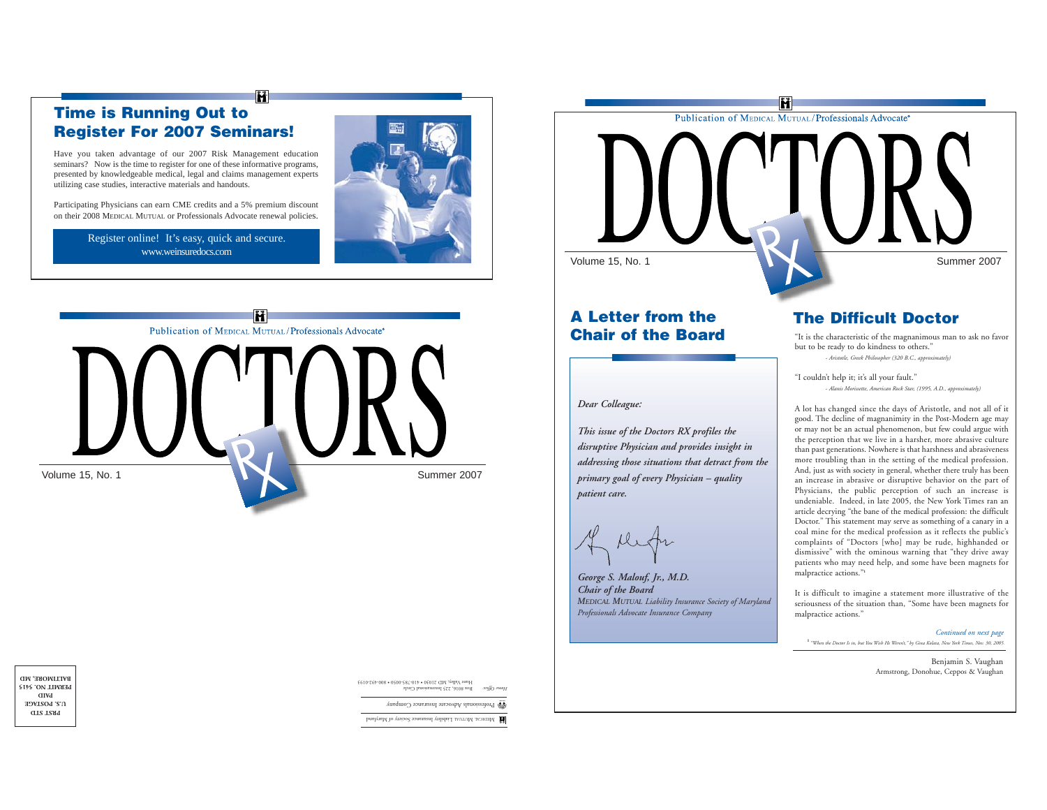## Time is Running Out to Register For 2007 Seminars!

Have you taken advantage of our 2007 Risk Management education seminars? Now is the time to register for one of these informative programs, presented by knowledgeable medical, legal and claims management experts utilizing case studies, interactive materials and handouts.

Participating Physicians can earn CME credits and a 5% premium discount on their 2008 MEDICAL MUTUAL or Professionals Advocate renewal policies.

Register online! It's easy, quick and secure.
www.weinsuredocs.com

Publication of MEDICAL MUTUAL/Professionals Advocate®

# DOCTORS RX

Volume 15, No. 1 Summer 2007

MEDICAL MUTUAL Liability Insurance Society of Maryland

Professionals Advocate Insurance Company

*Home Office:* Box 8016, 225 International Circle
Hunt Valley, MD 21030 • 410-785-0050 • 800-492-0193

PRST STD
U.S. POSTAGE
PAID
PERMIT NO. 5415
BALTIMORE, MD

Publication of MEDICAL MUTUAL/Professionals Advocate®

# DOCTORS RX

Volume 15, No. 1 Summer 2007

## A Letter from the Chair of the Board

*Dear Colleague:*

*This issue of the Doctors RX profiles the disruptive Physician and provides insight in addressing those situations that detract from the primary goal of every Physician – quality patient care.*

***George S. Malouf, Jr., M.D.***
***Chair of the Board***
*MEDICAL MUTUAL Liability Insurance Society of Maryland*
*Professionals Advocate Insurance Company*

## The Difficult Doctor

"It is the characteristic of the magnanimous man to ask no favor but to be ready to do kindness to others."

*- Aristotle, Greek Philosopher (320 B.C., approximately)*

"I couldn't help it; it's all your fault."

*- Alanis Morissette, American Rock Star, (1995, A.D., approximately)*

A lot has changed since the days of Aristotle, and not all of it good. The decline of magnanimity in the Post-Modern age may or may not be an actual phenomenon, but few could argue with the perception that we live in a harsher, more abrasive culture than past generations. Nowhere is that harshness and abrasiveness more troubling than in the setting of the medical profession. And, just as with society in general, whether there truly has been an increase in abrasive or disruptive behavior on the part of Physicians, the public perception of such an increase is undeniable. Indeed, in late 2005, the New York Times ran an article decrying "the bane of the medical profession: the difficult Doctor." This statement may serve as something of a canary in a coal mine for the medical profession as it reflects the public's complaints of "Doctors [who] may be rude, highhanded or dismissive" with the ominous warning that "they drive away patients who may need help, and some have been magnets for malpractice actions."[1]

It is difficult to imagine a statement more illustrative of the seriousness of the situation than, "Some have been magnets for malpractice actions."

*Continued on next page*

[1] *"When the Doctor Is in, but You Wish He Weren't," by Gina Kolata, New York Times, Nov. 30, 2005.*

Benjamin S. Vaughan
Armstrong, Donohue, Ceppos & Vaughan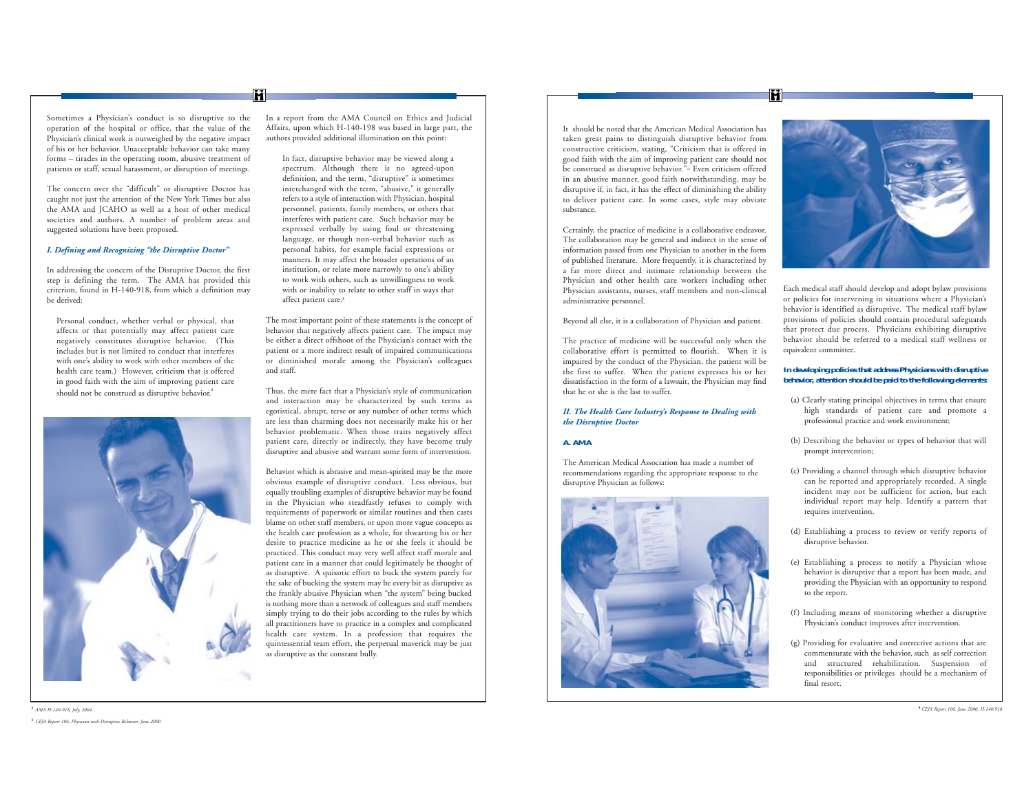Sometimes a Physician's conduct is so disruptive to the operation of the hospital or office, that the value of the Physician's clinical work is outweighed by the negative impact of his or her behavior. Unacceptable behavior can take many forms – tirades in the operating room, abusive treatment of patients or staff, sexual harassment, or disruption of meetings.

The concern over the "difficult" or disruptive Doctor has caught not just the attention of the New York Times but also the AMA and JCAHO as well as a host of other medical societies and authors. A number of problem areas and suggested solutions have been proposed.

### *I. Defining and Recognizing "the Disruptive Doctor"*

In addressing the concern of the Disruptive Doctor, the first step is defining the term. The AMA has provided this criterion, found in H-140-918, from which a definition may be derived:

> Personal conduct, whether verbal or physical, that affects or that potentially may affect patient care negatively constitutes disruptive behavior. (This includes but is not limited to conduct that interferes with one's ability to work with other members of the health care team.) However, criticism that is offered in good faith with the aim of improving patient care should not be construed as disruptive behavior.[2]

In a report from the AMA Council on Ethics and Judicial Affairs, upon which H-140-198 was based in large part, the authors provided additional illumination on this point:

> In fact, disruptive behavior may be viewed along a spectrum. Although there is no agreed-upon definition, and the term, "disruptive" is sometimes interchanged with the term, "abusive," it generally refers to a style of interaction with Physician, hospital personnel, patients, family members, or others that interferes with patient care. Such behavior may be expressed verbally by using foul or threatening language, or though non-verbal behavior such as personal habits, for example facial expressions or manners. It may affect the broader operations of an institution, or relate more narrowly to one's ability to work with others, such as unwillingness to work with or inability to relate to other staff in ways that affect patient care.[3]

The most important point of these statements is the concept of behavior that negatively affects patient care. The impact may be either a direct offshoot of the Physician's contact with the patient or a more indirect result of impaired communications or diminished morale among the Physician's colleagues and staff.

Thus, the mere fact that a Physician's style of communication and interaction may be characterized by such terms as egotistical, abrupt, terse or any number of other terms which are less than charming does not necessarily make his or her behavior problematic. When those traits negatively affect patient care, directly or indirectly, they have become truly disruptive and abusive and warrant some form of intervention.

Behavior which is abrasive and mean-spirited may be the more obvious example of disruptive conduct. Less obvious, but equally troubling examples of disruptive behavior may be found in the Physician who steadfastly refuses to comply with requirements of paperwork or similar routines and then casts blame on other staff members, or upon more vague concepts as the health care profession as a whole, for thwarting his or her desire to practice medicine as he or she feels it should be practiced. This conduct may very well affect staff morale and patient care in a manner that could legitimately be thought of as disruptive. A quixotic effort to buck the system purely for the sake of bucking the system may be every bit as disruptive as the frankly abusive Physician when "the system" being bucked is nothing more than a network of colleagues and staff members simply trying to do their jobs according to the rules by which all practitioners have to practice in a complex and complicated health care system. In a profession that requires the quintessential team effort, the perpetual maverick may be just as disruptive as the constant bully.

It should be noted that the American Medical Association has taken great pains to distinguish disruptive behavior from constructive criticism, stating, "Criticism that is offered in good faith with the aim of improving patient care should not be construed as disruptive behavior."[4] Even criticism offered in an abusive manner, good faith notwithstanding, may be disruptive if, in fact, it has the effect of diminishing the ability to deliver patient care. In some cases, style may obviate substance.

Certainly, the practice of medicine is a collaborative endeavor. The collaboration may be general and indirect in the sense of information passed from one Physician to another in the form of published literature. More frequently, it is characterized by a far more direct and intimate relationship between the Physician and other health care workers including other Physician assistants, nurses, staff members and non-clinical administrative personnel.

Beyond all else, it is a collaboration of Physician and patient.

The practice of medicine will be successful only when the collaborative effort is permitted to flourish. When it is impaired by the conduct of the Physician, the patient will be the first to suffer. When the patient expresses his or her dissatisfaction in the form of a lawsuit, the Physician may find that he or she is the last to suffer.

### *II. The Health Care Industry's Response to Dealing with the Disruptive Doctor*

#### A. AMA

The American Medical Association has made a number of recommendations regarding the appropriate response to the disruptive Physician as follows:

Each medical staff should develop and adopt bylaw provisions or policies for intervening in situations where a Physician's behavior is identified as disruptive. The medical staff bylaw provisions of policies should contain procedural safeguards that protect due process. Physicians exhibiting disruptive behavior should be referred to a medical staff wellness or equivalent committee.

**In developing policies that address Physicians with disruptive behavior, attention should be paid to the following elements:**

(a) Clearly stating principal objectives in terms that ensure high standards of patient care and promote a professional practice and work environment;

(b) Describing the behavior or types of behavior that will prompt intervention;

(c) Providing a channel through which disruptive behavior can be reported and appropriately recorded. A single incident may not be sufficient for action, but each individual report may help. Identify a pattern that requires intervention.

(d) Establishing a process to review or verify reports of disruptive behavior.

(e) Establishing a process to notify a Physician whose behavior is disruptive that a report has been made, and providing the Physician with an opportunity to respond to the report.

(f) Including means of monitoring whether a disruptive Physician's conduct improves after intervention.

(g) Providing for evaluative and corrective actions that are commensurate with the behavior, such as self correction and structured rehabilitation. Suspension of responsibilities or privileges should be a mechanism of final resort.

[2] *AMA H-140-918, July, 2004*

[3] *CEJA Report 106, Physician with Disruptive Behavior, June 2000*

[4] *CEJA Report 106, June 2000; H-140.918*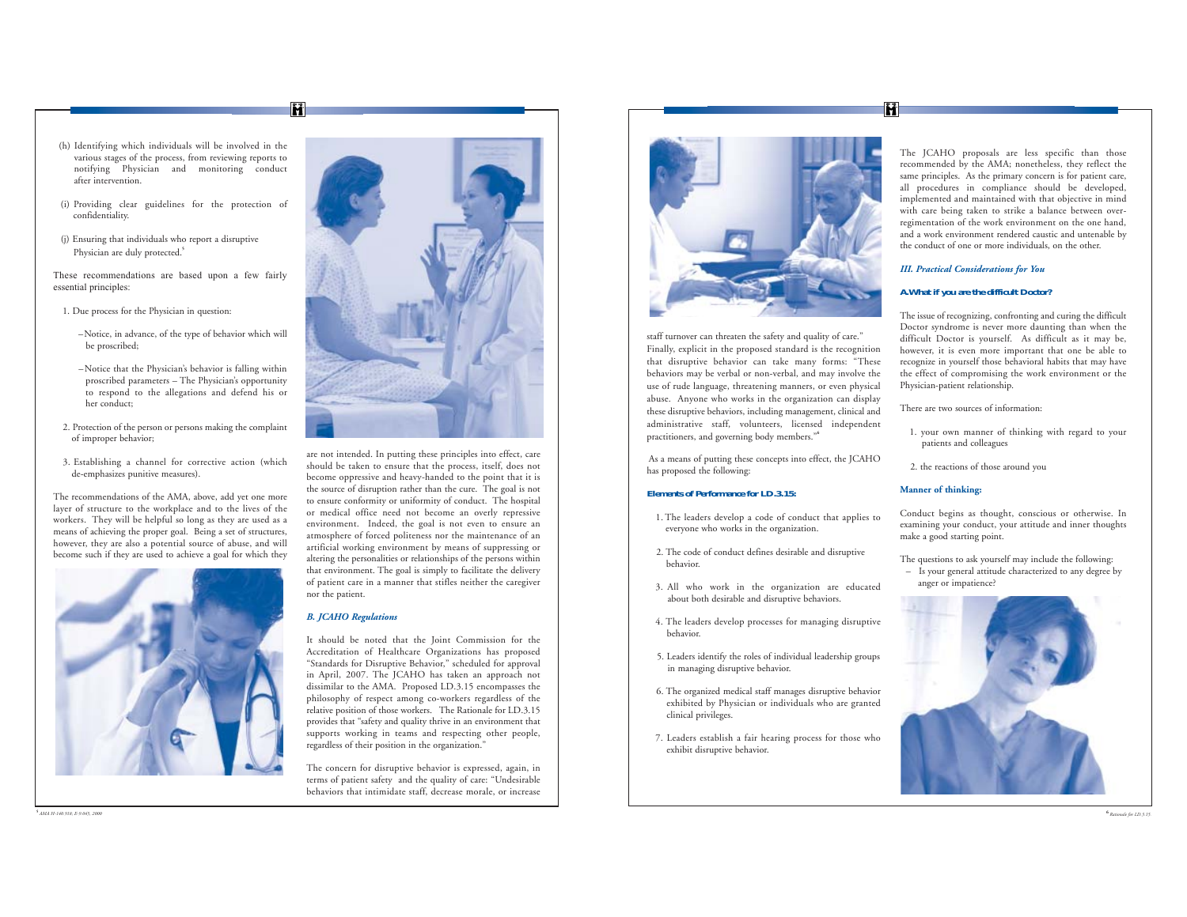(h) Identifying which individuals will be involved in the various stages of the process, from reviewing reports to notifying Physician and monitoring conduct after intervention.

(i) Providing clear guidelines for the protection of confidentiality.

(j) Ensuring that individuals who report a disruptive Physician are duly protected.[5]

These recommendations are based upon a few fairly essential principles:

1. Due process for the Physician in question:

   – Notice, in advance, of the type of behavior which will be proscribed;

   – Notice that the Physician's behavior is falling within proscribed parameters – The Physician's opportunity to respond to the allegations and defend his or her conduct;

2. Protection of the person or persons making the complaint of improper behavior;

3. Establishing a channel for corrective action (which de-emphasizes punitive measures).

The recommendations of the AMA, above, add yet one more layer of structure to the workplace and to the lives of the workers. They will be helpful so long as they are used as a means of achieving the proper goal. Being a set of structures, however, they are also a potential source of abuse, and will become such if they are used to achieve a goal for which they are not intended. In putting these principles into effect, care should be taken to ensure that the process, itself, does not become oppressive and heavy-handed to the point that it is the source of disruption rather than the cure. The goal is not to ensure conformity or uniformity of conduct. The hospital or medical office need not become an overly repressive environment. Indeed, the goal is not even to ensure an atmosphere of forced politeness nor the maintenance of an artificial working environment by means of suppressing or altering the personalities or relationships of the persons within that environment. The goal is simply to facilitate the delivery of patient care in a manner that stifles neither the caregiver nor the patient.

### *B. JCAHO Regulations*

It should be noted that the Joint Commission for the Accreditation of Healthcare Organizations has proposed "Standards for Disruptive Behavior," scheduled for approval in April, 2007. The JCAHO has taken an approach not dissimilar to the AMA. Proposed LD.3.15 encompasses the philosophy of respect among co-workers regardless of the relative position of those workers. The Rationale for LD.3.15 provides that "safety and quality thrive in an environment that supports working in teams and respecting other people, regardless of their position in the organization."

The concern for disruptive behavior is expressed, again, in terms of patient safety and the quality of care: "Undesirable behaviors that intimidate staff, decrease morale, or increase staff turnover can threaten the safety and quality of care." Finally, explicit in the proposed standard is the recognition that disruptive behavior can take many forms: "These behaviors may be verbal or non-verbal, and may involve the use of rude language, threatening manners, or even physical abuse. Anyone who works in the organization can display these disruptive behaviors, including management, clinical and administrative staff, volunteers, licensed independent practitioners, and governing body members."[6]

As a means of putting these concepts into effect, the JCAHO has proposed the following:

**Elements of Performance for LD.3.15:**

1. The leaders develop a code of conduct that applies to everyone who works in the organization.
2. The code of conduct defines desirable and disruptive behavior.
3. All who work in the organization are educated about both desirable and disruptive behaviors.
4. The leaders develop processes for managing disruptive behavior.
5. Leaders identify the roles of individual leadership groups in managing disruptive behavior.
6. The organized medical staff manages disruptive behavior exhibited by Physician or individuals who are granted clinical privileges.
7. Leaders establish a fair hearing process for those who exhibit disruptive behavior.

The JCAHO proposals are less specific than those recommended by the AMA; nonetheless, they reflect the same principles. As the primary concern is for patient care, all procedures in compliance should be developed, implemented and maintained with that objective in mind with care being taken to strike a balance between over-regimentation of the work environment on the one hand, and a work environment rendered caustic and untenable by the conduct of one or more individuals, on the other.

## *III. Practical Considerations for You*

### **A. What if you are the difficult Doctor?**

The issue of recognizing, confronting and curing the difficult Doctor syndrome is never more daunting than when the difficult Doctor is yourself. As difficult as it may be, however, it is even more important that one be able to recognize in yourself those behavioral habits that may have the effect of compromising the work environment or the Physician-patient relationship.

There are two sources of information:

1. your own manner of thinking with regard to your patients and colleagues
2. the reactions of those around you

**Manner of thinking:**

Conduct begins as thought, conscious or otherwise. In examining your conduct, your attitude and inner thoughts make a good starting point.

The questions to ask yourself may include the following:

– Is your general attitude characterized to any degree by anger or impatience?

[5] AMA H-140.918; E-9.045, 2000

[6] Rationale for LD.3.15.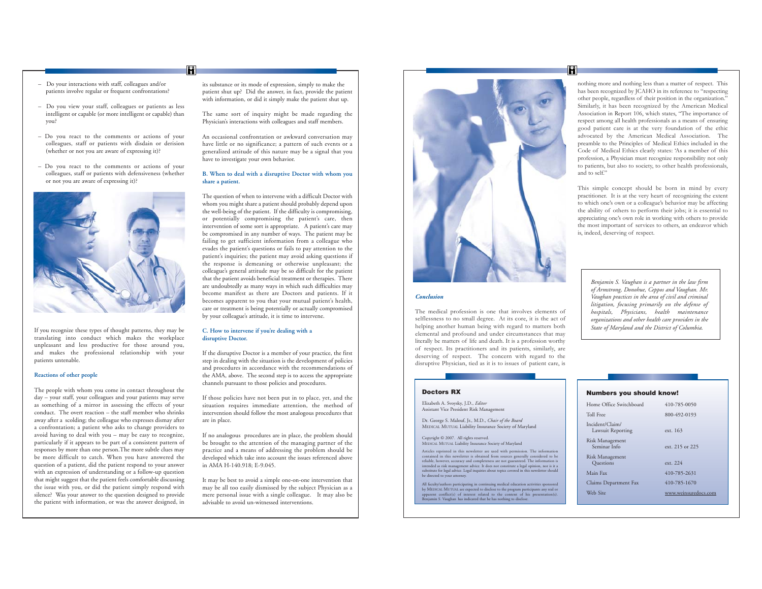– Do your interactions with staff, colleagues and/or patients involve regular or frequent confrontations?

– Do you view your staff, colleagues or patients as less intelligent or capable (or more intelligent or capable) than you?

– Do you react to the comments or actions of your colleagues, staff or patients with disdain or derision (whether or not you are aware of expressing it)?

– Do you react to the comments or actions of your colleagues, staff or patients with defensiveness (whether or not you are aware of expressing it)?

If you recognize these types of thought patterns, they may be translating into conduct which makes the workplace unpleasant and less productive for those around you, and makes the professional relationship with your patients untenable.

**Reactions of other people**

The people with whom you come in contact throughout the day – your staff, your colleagues and your patients may serve as something of a mirror in assessing the effects of your conduct. The overt reaction – the staff member who shrinks away after a scolding; the colleague who expresses dismay after a confrontation; a patient who asks to change providers to avoid having to deal with you – may be easy to recognize, particularly if it appears to be part of a consistent pattern of responses by more than one person. The more subtle clues may be more difficult to catch. When you have answered the question of a patient, did the patient respond to your answer with an expression of understanding or a follow-up question that might suggest that the patient feels comfortable discussing the issue with you, or did the patient simply respond with silence? Was your answer to the question designed to provide the patient with information, or was the answer designed, in its substance or its mode of expression, simply to make the patient shut up? Did the answer, in fact, provide the patient with information, or did it simply make the patient shut up.

The same sort of inquiry might be made regarding the Physician's interactions with colleagues and staff members.

An occasional confrontation or awkward conversation may have little or no significance; a pattern of such events or a generalized attitude of this nature may be a signal that you have to investigate your own behavior.

**B. When to deal with a disruptive Doctor with whom you share a patient.**

The question of when to intervene with a difficult Doctor with whom you might share a patient should probably depend upon the well-being of the patient. If the difficulty is compromising, or potentially compromising the patient's care, then intervention of some sort is appropriate. A patient's care may be compromised in any number of ways. The patient may be failing to get sufficient information from a colleague who evades the patient's questions or fails to pay attention to the patient's inquiries; the patient may avoid asking questions if the response is demeaning or otherwise unpleasant; the colleague's general attitude may be so difficult for the patient that the patient avoids beneficial treatment or therapies. There are undoubtedly as many ways in which such difficulties may become manifest as there are Doctors and patients. If it becomes apparent to you that your mutual patient's health, care or treatment is being potentially or actually compromised by your colleague's attitude, it is time to intervene.

**C. How to intervene if you're dealing with a disruptive Doctor.**

If the disruptive Doctor is a member of your practice, the first step in dealing with the situation is the development of policies and procedures in accordance with the recommendations of the AMA, above. The second step is to access the appropriate channels pursuant to those policies and procedures.

If those policies have not been put in to place, yet, and the situation requires immediate attention, the method of intervention should follow the most analogous procedures that are in place.

If no analogous procedures are in place, the problem should be brought to the attention of the managing partner of the practice and a means of addressing the problem should be developed which take into account the issues referenced above in AMA H-140.918; E-9.045.

It may be best to avoid a simple one-on-one intervention that may be all too easily dismissed by the subject Physician as a mere personal issue with a single colleague. It may also be advisable to avoid un-witnessed interventions.

***Conclusion***

The medical profession is one that involves elements of selflessness to no small degree. At its core, it is the act of helping another human being with regard to matters both elemental and profound and under circumstances that may literally be matters of life and death. It is a profession worthy of respect. Its practitioners and its patients, similarly, are deserving of respect. The concern with regard to the disruptive Physician, tied as it is to issues of patient care, is nothing more and nothing less than a matter of respect. This has been recognized by JCAHO in its reference to "respecting other people, regardless of their position in the organization." Similarly, it has been recognized by the American Medical Association in Report 106, which states, "The importance of respect among all health professionals as a means of ensuring good patient care is at the very foundation of the ethic advocated by the American Medical Association. The preamble to the Principles of Medical Ethics included in the Code of Medical Ethics clearly states: 'As a member of this profession, a Physician must recognize responsibility not only to patients, but also to society, to other health professionals, and to self.'"

This simple concept should be born in mind by every practitioner. It is at the very heart of recognizing the extent to which one's own or a colleague's behavior may be affecting the ability of others to perform their jobs; it is essential to appreciating one's own role in working with others to provide the most important of services to others, an endeavor which is, indeed, deserving of respect.

*Benjamin S. Vaughan is a partner in the law firm of Armstrong, Donohue, Ceppos and Vaughan. Mr. Vaughan practices in the area of civil and criminal litigation, focusing primarily on the defense of hospitals, Physicians, health maintenance organizations and other health care providers in the State of Maryland and the District of Columbia.*

### Doctors RX

Elizabeth A. Svoysky, J.D., *Editor*
Assistant Vice President Risk Management

Dr. George S. Malouf, Jr., M.D., *Chair of the Board*
Medical Mutual Liability Insurance Society of Maryland

Copyright © 2007. All rights reserved.
Medical Mutual Liability Insurance Society of Maryland

Articles reprinted in this newsletter are used with permission. The information contained in this newsletter is obtained from sources generally considered to be reliable, however, accuracy and completeness are not guaranteed. The information is intended as risk management advice. It does not constitute a legal opinion, nor is it a substitute for legal advice. Legal inquiries about topics covered in this newsletter should be directed to your attorney.

All faculty/authors participating in continuing medical education activities sponsored by Medical Mutual are expected to disclose to the program participants any real or apparent conflict(s) of interest related to the content of his presentation(s). Benjamin S. Vaughan has indicated that he has nothing to disclose.

### Numbers you should know!

| | |
|---|---|
| Home Office Switchboard | 410-785-0050 |
| Toll Free | 800-492-0193 |
| Incident/Claim/ Lawsuit Reporting | ext. 163 |
| Risk Management Seminar Info | ext. 215 or 225 |
| Risk Management Questions | ext. 224 |
| Main Fax | 410-785-2631 |
| Claims Department Fax | 410-785-1670 |
| Web Site | www.weinsuredocs.com |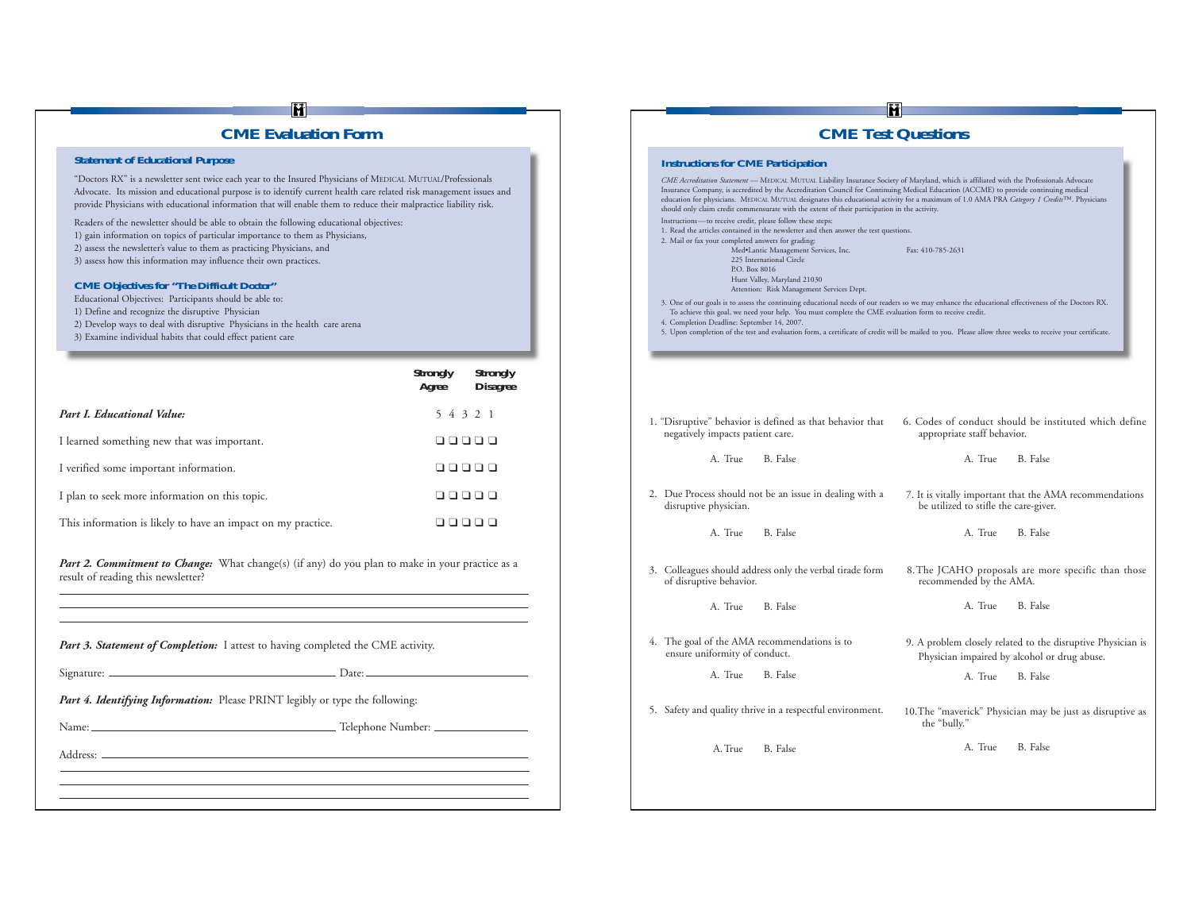## CME Evaluation Form

### Statement of Educational Purpose

"Doctors RX" is a newsletter sent twice each year to the Insured Physicians of Medical Mutual/Professionals Advocate. Its mission and educational purpose is to identify current health care related risk management issues and provide Physicians with educational information that will enable them to reduce their malpractice liability risk.

Readers of the newsletter should be able to obtain the following educational objectives:
1) gain information on topics of particular importance to them as Physicians,
2) assess the newsletter's value to them as practicing Physicians, and
3) assess how this information may influence their own practices.

### CME Objectives for "The Difficult Doctor"

Educational Objectives: Participants should be able to:
1) Define and recognize the disruptive Physician
2) Develop ways to deal with disruptive Physicians in the health care arena
3) Examine individual habits that could effect patient care

| | Strongly Agree | | | | Strongly Disagree |
|---|---|---|---|---|---|
| *Part I. Educational Value:* | 5 | 4 | 3 | 2 | 1 |
| I learned something new that was important. | ❑ | ❑ | ❑ | ❑ | ❑ |
| I verified some important information. | ❑ | ❑ | ❑ | ❑ | ❑ |
| I plan to seek more information on this topic. | ❑ | ❑ | ❑ | ❑ | ❑ |
| This information is likely to have an impact on my practice. | ❑ | ❑ | ❑ | ❑ | ❑ |

***Part 2. Commitment to Change:*** What change(s) (if any) do you plan to make in your practice as a result of reading this newsletter?

______________________________________________

______________________________________________

______________________________________________

***Part 3. Statement of Completion:*** I attest to having completed the CME activity.

Signature: ______________________________ Date: ____________________

***Part 4. Identifying Information:*** Please PRINT legibly or type the following:

Name: ______________________________ Telephone Number: ____________________

Address: ______________________________________________

______________________________________________

______________________________________________

## CME Test Questions

### Instructions for CME Participation

*CME Accreditation Statement* — Medical Mutual Liability Insurance Society of Maryland, which is affiliated with the Professionals Advocate Insurance Company, is accredited by the Accreditation Council for Continuing Medical Education (ACCME) to provide continuing medical education for physicians. Medical Mutual designates this educational activity for a maximum of 1.0 AMA PRA *Category 1 Credits*™. Physicians should only claim credit commensurate with the extent of their participation in the activity.

Instructions — to receive credit, please follow these steps:
1. Read the articles contained in the newsletter and then answer the test questions.
2. Mail or fax your completed answers for grading:

   Med•Lantic Management Services, Inc.
   225 International Circle
   P.O. Box 8016
   Hunt Valley, Maryland 21030
   Attention: Risk Management Services Dept.

   Fax: 410-785-2631

3. One of our goals is to assess the continuing educational needs of our readers so we may enhance the educational effectiveness of the Doctors RX. To achieve this goal, we need your help. You must complete the CME evaluation form to receive credit.
4. Completion Deadline: September 14, 2007.
5. Upon completion of the test and evaluation form, a certificate of credit will be mailed to you. Please allow three weeks to receive your certificate.

1. "Disruptive" behavior is defined as that behavior that negatively impacts patient care.

   A. True  B. False

2. Due Process should not be an issue in dealing with a disruptive physician.

   A. True  B. False

3. Colleagues should address only the verbal tirade form of disruptive behavior.

   A. True  B. False

4. The goal of the AMA recommendations is to ensure uniformity of conduct.

   A. True  B. False

5. Safety and quality thrive in a respectful environment.

   A. True  B. False

6. Codes of conduct should be instituted which define appropriate staff behavior.

   A. True  B. False

7. It is vitally important that the AMA recommendations be utilized to stifle the care-giver.

   A. True  B. False

8. The JCAHO proposals are more specific than those recommended by the AMA.

   A. True  B. False

9. A problem closely related to the disruptive Physician is Physician impaired by alcohol or drug abuse.

   A. True  B. False

10. The "maverick" Physician may be just as disruptive as the "bully."

    A. True  B. False